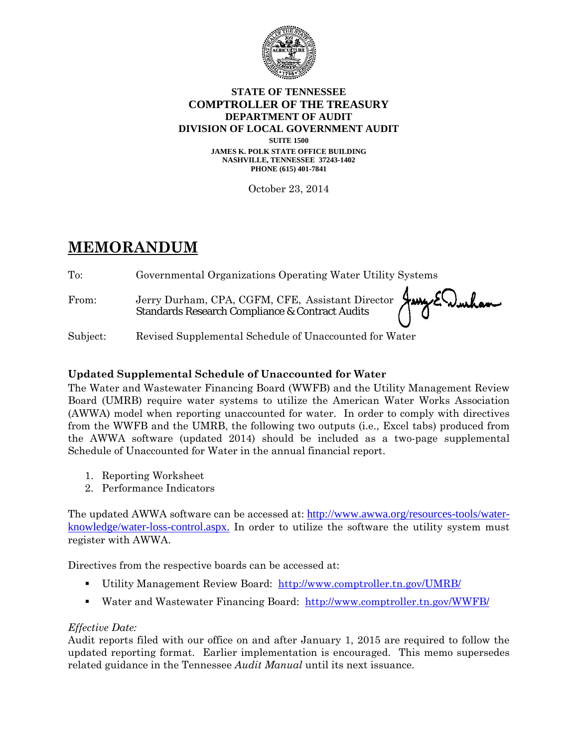**STATE OF TENNESSEE**
**COMPTROLLER OF THE TREASURY**
**DEPARTMENT OF AUDIT**
**DIVISION OF LOCAL GOVERNMENT AUDIT**
**SUITE 1500**
**JAMES K. POLK STATE OFFICE BUILDING**
**NASHVILLE, TENNESSEE 37243-1402**
**PHONE (615) 401-7841**

October 23, 2014

# MEMORANDUM

To: Governmental Organizations Operating Water Utility Systems

From: Jerry Durham, CPA, CGFM, CFE, Assistant Director
Standards Research Compliance & Contract Audits

Subject: Revised Supplemental Schedule of Unaccounted for Water

### Updated Supplemental Schedule of Unaccounted for Water

The Water and Wastewater Financing Board (WWFB) and the Utility Management Review Board (UMRB) require water systems to utilize the American Water Works Association (AWWA) model when reporting unaccounted for water. In order to comply with directives from the WWFB and the UMRB, the following two outputs (i.e., Excel tabs) produced from the AWWA software (updated 2014) should be included as a two-page supplemental Schedule of Unaccounted for Water in the annual financial report.

1. Reporting Worksheet
2. Performance Indicators

The updated AWWA software can be accessed at: http://www.awwa.org/resources-tools/water-knowledge/water-loss-control.aspx. In order to utilize the software the utility system must register with AWWA.

Directives from the respective boards can be accessed at:

- Utility Management Review Board: http://www.comptroller.tn.gov/UMRB/
- Water and Wastewater Financing Board: http://www.comptroller.tn.gov/WWFB/

*Effective Date:*
Audit reports filed with our office on and after January 1, 2015 are required to follow the updated reporting format. Earlier implementation is encouraged. This memo supersedes related guidance in the Tennessee *Audit Manual* until its next issuance.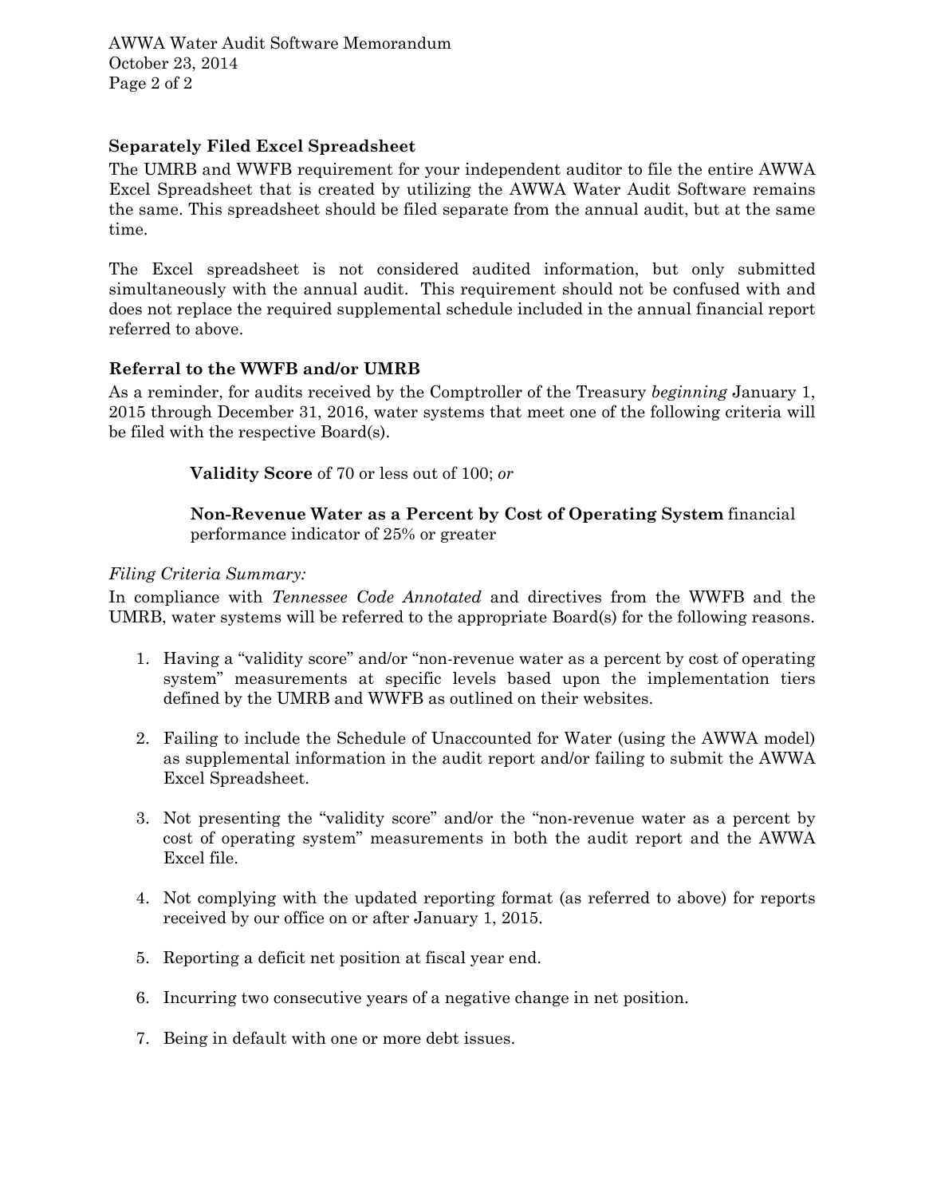### Separately Filed Excel Spreadsheet

The UMRB and WWFB requirement for your independent auditor to file the entire AWWA Excel Spreadsheet that is created by utilizing the AWWA Water Audit Software remains the same. This spreadsheet should be filed separate from the annual audit, but at the same time.

The Excel spreadsheet is not considered audited information, but only submitted simultaneously with the annual audit. This requirement should not be confused with and does not replace the required supplemental schedule included in the annual financial report referred to above.

### Referral to the WWFB and/or UMRB

As a reminder, for audits received by the Comptroller of the Treasury *beginning* January 1, 2015 through December 31, 2016, water systems that meet one of the following criteria will be filed with the respective Board(s).

> **Validity Score** of 70 or less out of 100; *or*
>
> **Non-Revenue Water as a Percent by Cost of Operating System** financial performance indicator of 25% or greater

*Filing Criteria Summary:*

In compliance with *Tennessee Code Annotated* and directives from the WWFB and the UMRB, water systems will be referred to the appropriate Board(s) for the following reasons.

1. Having a "validity score" and/or "non-revenue water as a percent by cost of operating system" measurements at specific levels based upon the implementation tiers defined by the UMRB and WWFB as outlined on their websites.
2. Failing to include the Schedule of Unaccounted for Water (using the AWWA model) as supplemental information in the audit report and/or failing to submit the AWWA Excel Spreadsheet.
3. Not presenting the "validity score" and/or the "non-revenue water as a percent by cost of operating system" measurements in both the audit report and the AWWA Excel file.
4. Not complying with the updated reporting format (as referred to above) for reports received by our office on or after January 1, 2015.
5. Reporting a deficit net position at fiscal year end.
6. Incurring two consecutive years of a negative change in net position.
7. Being in default with one or more debt issues.